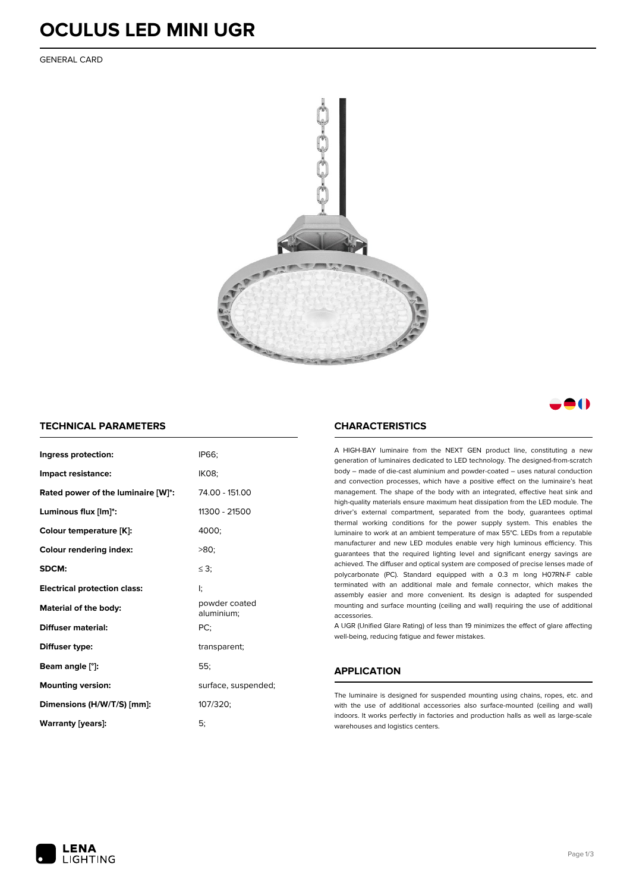# OCULUS LED MINI UGR

GENERAL CARD

## TECHNICAL PARAMETERS

| | |
|---|---|
| **Ingress protection:** | IP66; |
| **Impact resistance:** | IK08; |
| **Rated power of the luminaire [W]*:** | 74.00 - 151.00 |
| **Luminous flux [lm]*:** | 11300 - 21500 |
| **Colour temperature [K]:** | 4000; |
| **Colour rendering index:** | >80; |
| **SDCM:** | ≤ 3; |
| **Electrical protection class:** | I; |
| **Material of the body:** | powder coated aluminium; |
| **Diffuser material:** | PC; |
| **Diffuser type:** | transparent; |
| **Beam angle [°]:** | 55; |
| **Mounting version:** | surface, suspended; |
| **Dimensions (H/W/T/S) [mm]:** | 107/320; |
| **Warranty [years]:** | 5; |

## CHARACTERISTICS

A HIGH-BAY luminaire from the NEXT GEN product line, constituting a new generation of luminaires dedicated to LED technology. The designed-from-scratch body – made of die-cast aluminium and powder-coated – uses natural conduction and convection processes, which have a positive effect on the luminaire's heat management. The shape of the body with an integrated, effective heat sink and high-quality materials ensure maximum heat dissipation from the LED module. The driver's external compartment, separated from the body, guarantees optimal thermal working conditions for the power supply system. This enables the luminaire to work at an ambient temperature of max 55°C. LEDs from a reputable manufacturer and new LED modules enable very high luminous efficiency. This guarantees that the required lighting level and significant energy savings are achieved. The diffuser and optical system are composed of precise lenses made of polycarbonate (PC). Standard equipped with a 0.3 m long H07RN-F cable terminated with an additional male and female connector, which makes the assembly easier and more convenient. Its design is adapted for suspended mounting and surface mounting (ceiling and wall) requiring the use of additional accessories.

A UGR (Unified Glare Rating) of less than 19 minimizes the effect of glare affecting well-being, reducing fatigue and fewer mistakes.

## APPLICATION

The luminaire is designed for suspended mounting using chains, ropes, etc. and with the use of additional accessories also surface-mounted (ceiling and wall) indoors. It works perfectly in factories and production halls as well as large-scale warehouses and logistics centers.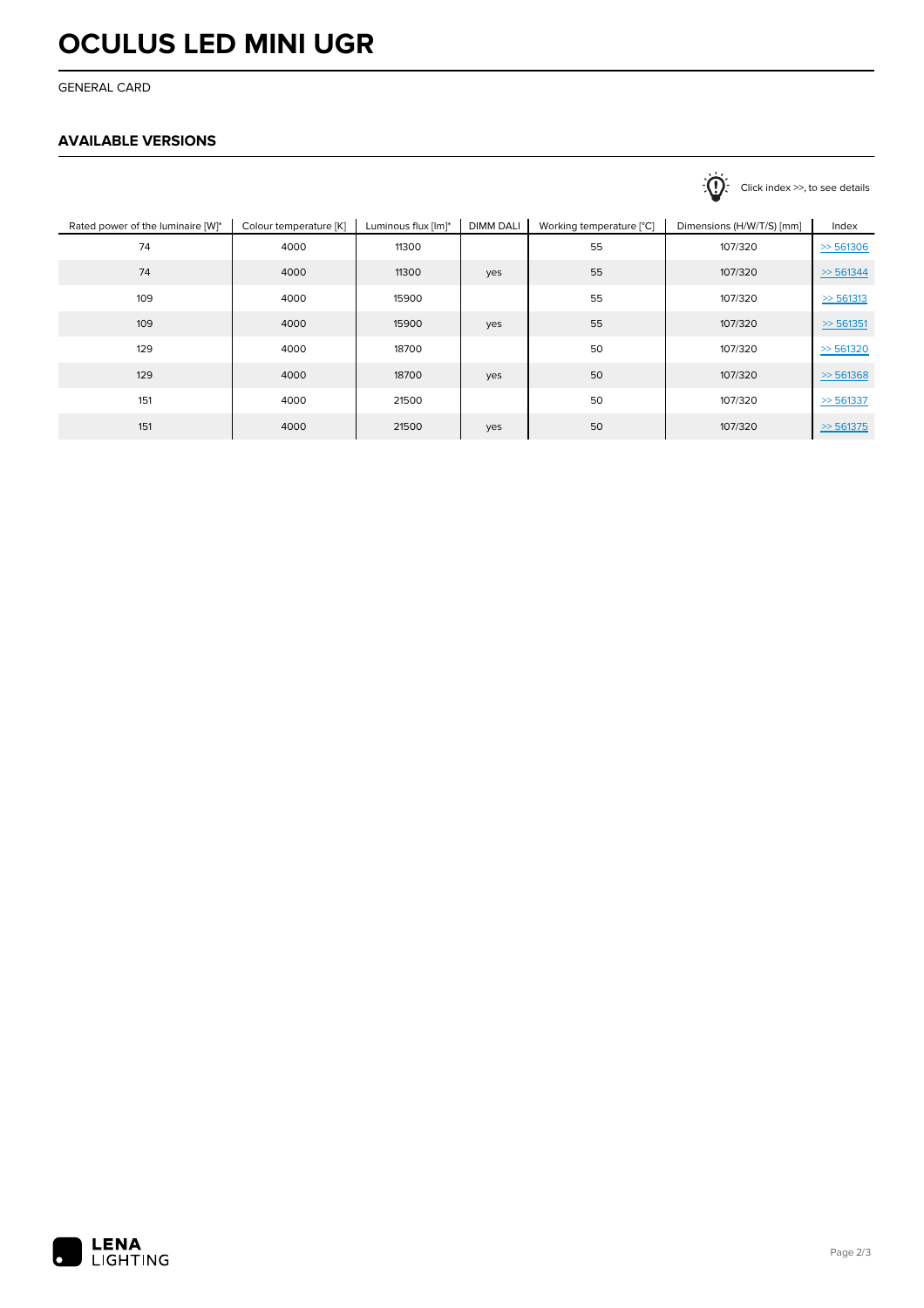# OCULUS LED MINI UGR

GENERAL CARD

## AVAILABLE VERSIONS

Click index >>, to see details

| Rated power of the luminaire [W]* | Colour temperature [K] | Luminous flux [lm]* | DIMM DALI | Working temperature [°C] | Dimensions (H/W/T/S) [mm] | Index |
|---|---|---|---|---|---|---|
| 74 | 4000 | 11300 | | 55 | 107/320 | >> 561306 |
| 74 | 4000 | 11300 | yes | 55 | 107/320 | >> 561344 |
| 109 | 4000 | 15900 | | 55 | 107/320 | >> 561313 |
| 109 | 4000 | 15900 | yes | 55 | 107/320 | >> 561351 |
| 129 | 4000 | 18700 | | 50 | 107/320 | >> 561320 |
| 129 | 4000 | 18700 | yes | 50 | 107/320 | >> 561368 |
| 151 | 4000 | 21500 | | 50 | 107/320 | >> 561337 |
| 151 | 4000 | 21500 | yes | 50 | 107/320 | >> 561375 |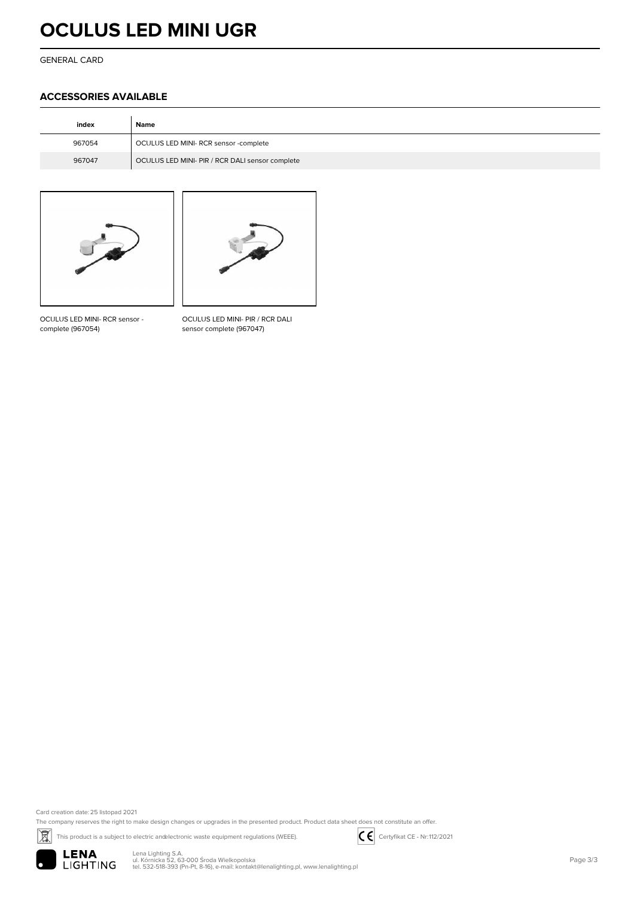# OCULUS LED MINI UGR

GENERAL CARD

## ACCESSORIES AVAILABLE

| index | Name |
|---|---|
| 967054 | OCULUS LED MINI- RCR sensor -complete |
| 967047 | OCULUS LED MINI- PIR / RCR DALI sensor complete |

OCULUS LED MINI- RCR sensor - complete (967054)

OCULUS LED MINI- PIR / RCR DALI sensor complete (967047)

Card creation date: 25 listopad 2021

The company reserves the right to make design changes or upgrades in the presented product. Product data sheet does not constitute an offer.

This product is a subject to electric andelectronic waste equipment regulations (WEEE).

Certyfikat CE - Nr:112/2021

Lena Lighting S.A.
ul. Kórnicka 52, 63-000 Środa Wielkopolska
tel. 532-518-393 (Pn-Pt, 8-16), e-mail: kontakt@lenalighting.pl, www.lenalighting.pl